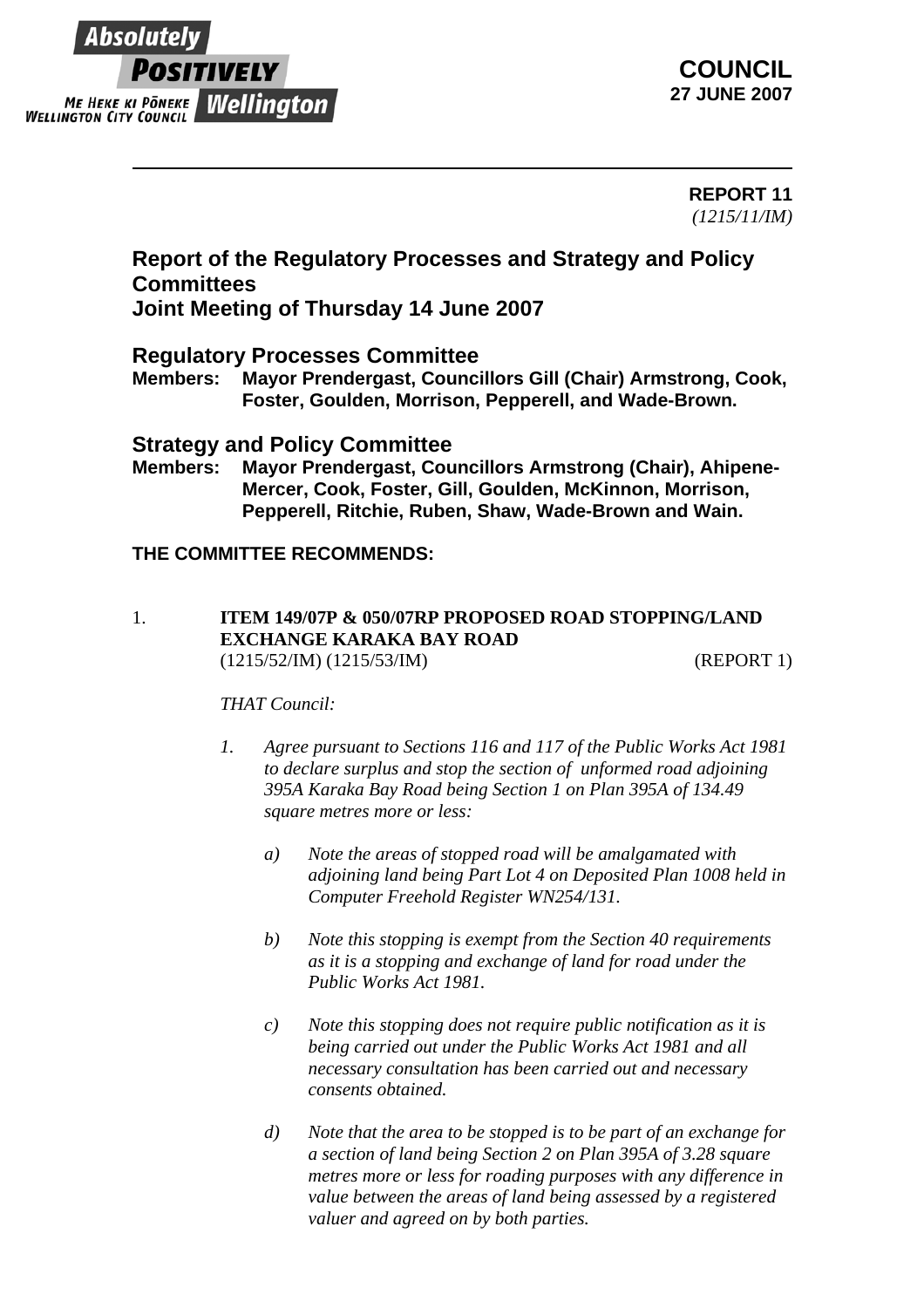Absolutely POSITIVELY Wellington
ME HEKE KI PŌNEKE
WELLINGTON CITY COUNCIL

**COUNCIL**
**27 JUNE 2007**

---

**REPORT 11**
*(1215/11/IM)*

# Report of the Regulatory Processes and Strategy and Policy Committees
# Joint Meeting of Thursday 14 June 2007

## Regulatory Processes Committee

**Members: Mayor Prendergast, Councillors Gill (Chair) Armstrong, Cook, Foster, Goulden, Morrison, Pepperell, and Wade-Brown.**

## Strategy and Policy Committee

**Members: Mayor Prendergast, Councillors Armstrong (Chair), Ahipene-Mercer, Cook, Foster, Gill, Goulden, McKinnon, Morrison, Pepperell, Ritchie, Ruben, Shaw, Wade-Brown and Wain.**

**THE COMMITTEE RECOMMENDS:**

1. **ITEM 149/07P & 050/07RP PROPOSED ROAD STOPPING/LAND EXCHANGE KARAKA BAY ROAD**
   (1215/52/IM) (1215/53/IM) (REPORT 1)

   *THAT Council:*

   1. *Agree pursuant to Sections 116 and 117 of the Public Works Act 1981 to declare surplus and stop the section of unformed road adjoining 395A Karaka Bay Road being Section 1 on Plan 395A of 134.49 square metres more or less:*

      a) *Note the areas of stopped road will be amalgamated with adjoining land being Part Lot 4 on Deposited Plan 1008 held in Computer Freehold Register WN254/131.*

      b) *Note this stopping is exempt from the Section 40 requirements as it is a stopping and exchange of land for road under the Public Works Act 1981.*

      c) *Note this stopping does not require public notification as it is being carried out under the Public Works Act 1981 and all necessary consultation has been carried out and necessary consents obtained.*

      d) *Note that the area to be stopped is to be part of an exchange for a section of land being Section 2 on Plan 395A of 3.28 square metres more or less for roading purposes with any difference in value between the areas of land being assessed by a registered valuer and agreed on by both parties.*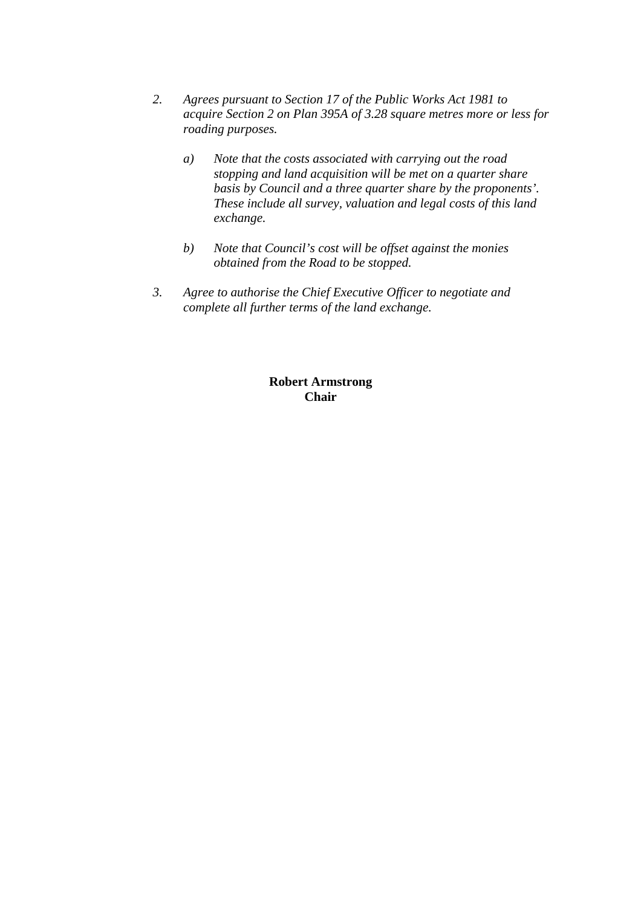2. *Agrees pursuant to Section 17 of the Public Works Act 1981 to acquire Section 2 on Plan 395A of 3.28 square metres more or less for roading purposes.*

   a) *Note that the costs associated with carrying out the road stopping and land acquisition will be met on a quarter share basis by Council and a three quarter share by the proponents'. These include all survey, valuation and legal costs of this land exchange.*

   b) *Note that Council's cost will be offset against the monies obtained from the Road to be stopped.*

3. *Agree to authorise the Chief Executive Officer to negotiate and complete all further terms of the land exchange.*

**Robert Armstrong**
**Chair**